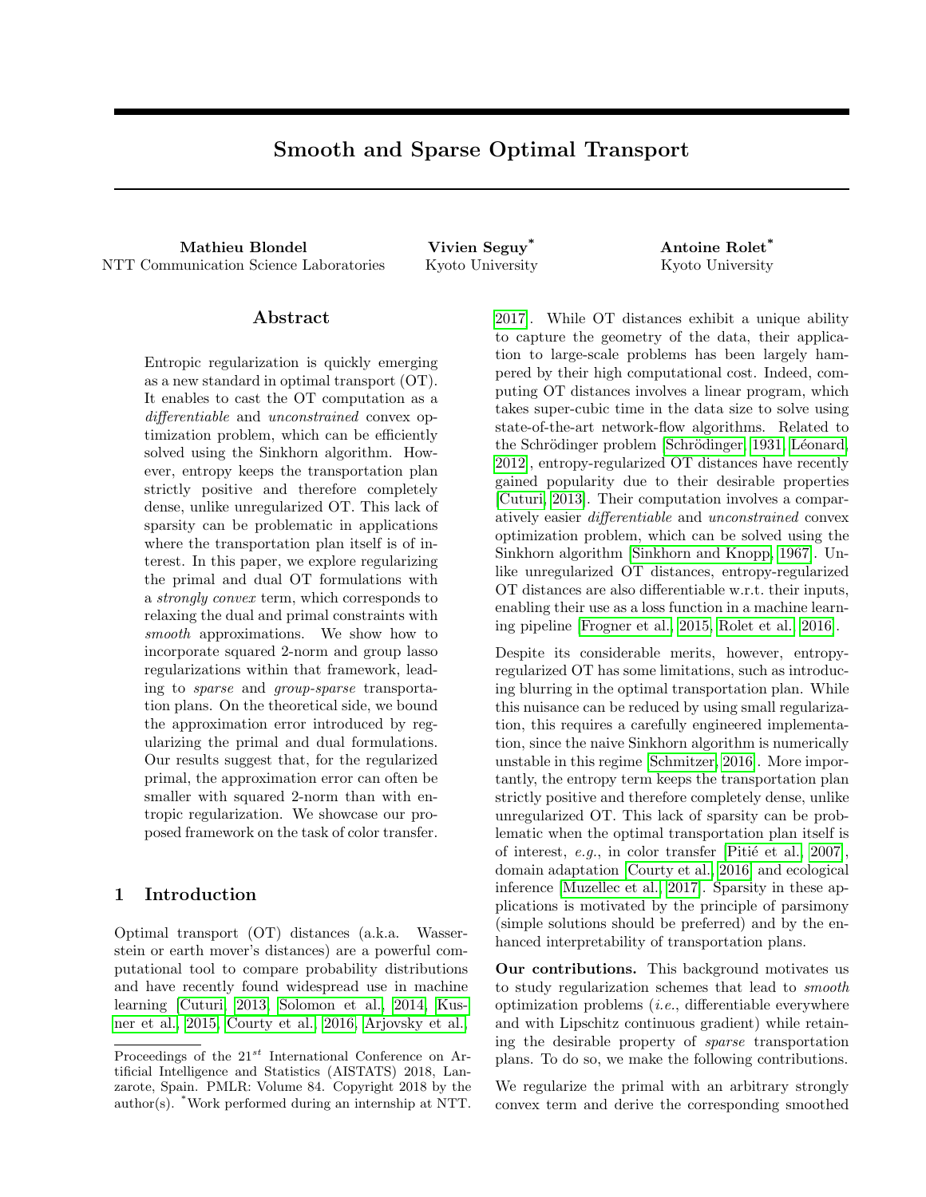# Smooth and Sparse Optimal Transport

**Mathieu Blondel**
NTT Communication Science Laboratories

**Vivien Seguy***
Kyoto University

**Antoine Rolet***
Kyoto University

## Abstract

Entropic regularization is quickly emerging as a new standard in optimal transport (OT). It enables to cast the OT computation as a *differentiable* and *unconstrained* convex optimization problem, which can be efficiently solved using the Sinkhorn algorithm. However, entropy keeps the transportation plan strictly positive and therefore completely dense, unlike unregularized OT. This lack of sparsity can be problematic in applications where the transportation plan itself is of interest. In this paper, we explore regularizing the primal and dual OT formulations with a *strongly convex* term, which corresponds to relaxing the dual and primal constraints with *smooth* approximations. We show how to incorporate squared 2-norm and group lasso regularizations within that framework, leading to *sparse* and *group-sparse* transportation plans. On the theoretical side, we bound the approximation error introduced by regularizing the primal and dual formulations. Our results suggest that, for the regularized primal, the approximation error can often be smaller with squared 2-norm than with entropic regularization. We showcase our proposed framework on the task of color transfer.

## 1 Introduction

Optimal transport (OT) distances (a.k.a. Wasserstein or earth mover's distances) are a powerful computational tool to compare probability distributions and have recently found widespread use in machine learning [Cuturi, 2013, Solomon et al., 2014, Kusner et al., 2015, Courty et al., 2016, Arjovsky et al., 2017]. While OT distances exhibit a unique ability to capture the geometry of the data, their application to large-scale problems has been largely hampered by their high computational cost. Indeed, computing OT distances involves a linear program, which takes super-cubic time in the data size to solve using state-of-the-art network-flow algorithms. Related to the Schrödinger problem [Schrödinger, 1931, Léonard, 2012], entropy-regularized OT distances have recently gained popularity due to their desirable properties [Cuturi, 2013]. Their computation involves a comparatively easier *differentiable* and *unconstrained* convex optimization problem, which can be solved using the Sinkhorn algorithm [Sinkhorn and Knopp, 1967]. Unlike unregularized OT distances, entropy-regularized OT distances are also differentiable w.r.t. their inputs, enabling their use as a loss function in a machine learning pipeline [Frogner et al., 2015, Rolet et al., 2016].

Despite its considerable merits, however, entropy-regularized OT has some limitations, such as introducing blurring in the optimal transportation plan. While this nuisance can be reduced by using small regularization, this requires a carefully engineered implementation, since the naive Sinkhorn algorithm is numerically unstable in this regime [Schmitzer, 2016]. More importantly, the entropy term keeps the transportation plan strictly positive and therefore completely dense, unlike unregularized OT. This lack of sparsity can be problematic when the optimal transportation plan itself is of interest, *e.g.*, in color transfer [Pitié et al., 2007], domain adaptation [Courty et al., 2016] and ecological inference [Muzellec et al., 2017]. Sparsity in these applications is motivated by the principle of parsimony (simple solutions should be preferred) and by the enhanced interpretability of transportation plans.

**Our contributions.** This background motivates us to study regularization schemes that lead to *smooth* optimization problems (*i.e.*, differentiable everywhere and with Lipschitz continuous gradient) while retaining the desirable property of *sparse* transportation plans. To do so, we make the following contributions.

We regularize the primal with an arbitrary strongly convex term and derive the corresponding smoothed

Proceedings of the 21[st] International Conference on Artificial Intelligence and Statistics (AISTATS) 2018, Lanzarote, Spain. PMLR: Volume 84. Copyright 2018 by the author(s). *Work performed during an internship at NTT.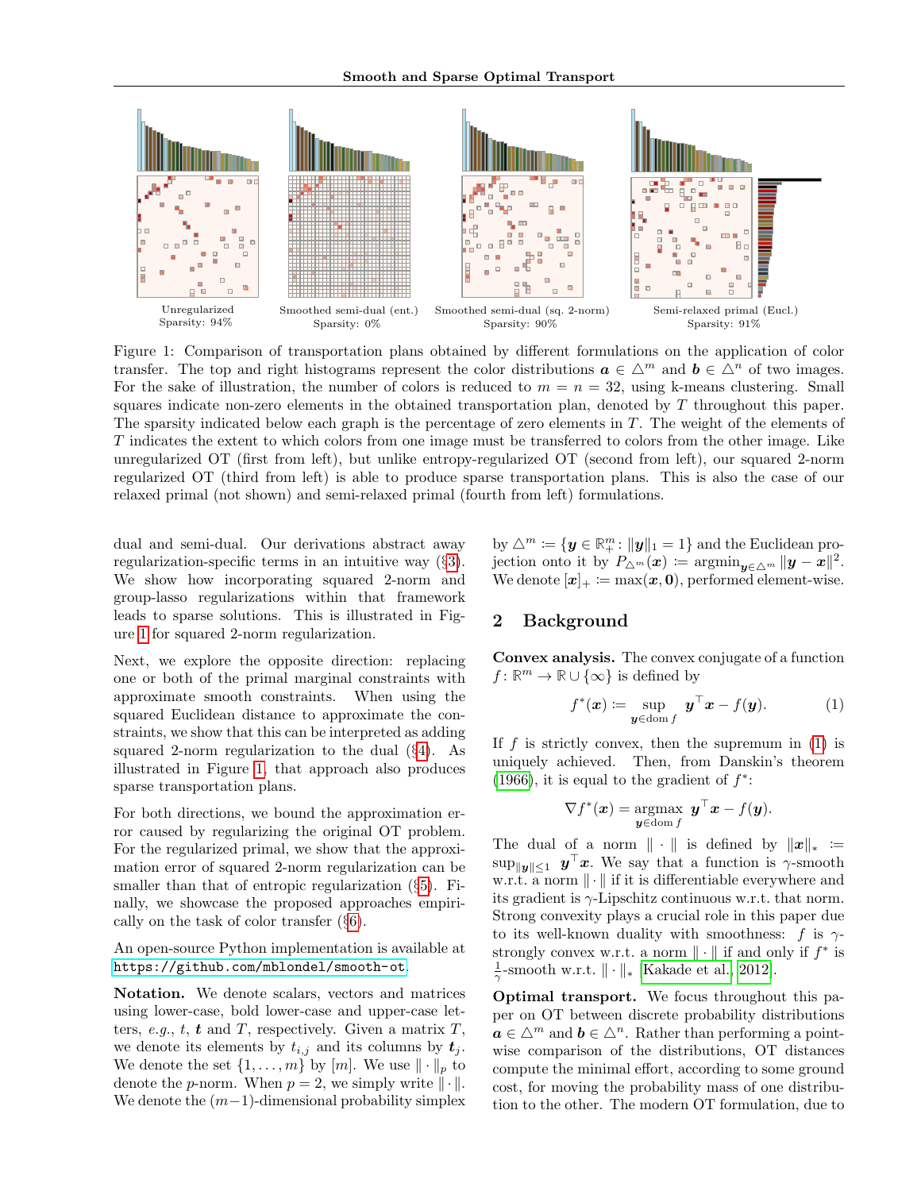Unregularized
Sparsity: 94%

Smoothed semi-dual (ent.)
Sparsity: 0%

Smoothed semi-dual (sq. 2-norm)
Sparsity: 90%

Semi-relaxed primal (Eucl.)
Sparsity: 91%

Figure 1: Comparison of transportation plans obtained by different formulations on the application of color transfer. The top and right histograms represent the color distributions $\boldsymbol{a} \in \triangle^m$ and $\boldsymbol{b} \in \triangle^n$ of two images. For the sake of illustration, the number of colors is reduced to $m = n = 32$, using k-means clustering. Small squares indicate non-zero elements in the obtained transportation plan, denoted by $T$ throughout this paper. The sparsity indicated below each graph is the percentage of zero elements in $T$. The weight of the elements of $T$ indicates the extent to which colors from one image must be transferred to colors from the other image. Like unregularized OT (first from left), but unlike entropy-regularized OT (second from left), our squared 2-norm regularized OT (third from left) is able to produce sparse transportation plans. This is also the case of our relaxed primal (not shown) and semi-relaxed primal (fourth from left) formulations.

dual and semi-dual. Our derivations abstract away regularization-specific terms in an intuitive way (§3). We show how incorporating squared 2-norm and group-lasso regularizations within that framework leads to sparse solutions. This is illustrated in Figure 1 for squared 2-norm regularization.

Next, we explore the opposite direction: replacing one or both of the primal marginal constraints with approximate smooth constraints. When using the squared Euclidean distance to approximate the constraints, we show that this can be interpreted as adding squared 2-norm regularization to the dual (§4). As illustrated in Figure 1, that approach also produces sparse transportation plans.

For both directions, we bound the approximation error caused by regularizing the original OT problem. For the regularized primal, we show that the approximation error of squared 2-norm regularization can be smaller than that of entropic regularization (§5). Finally, we showcase the proposed approaches empirically on the task of color transfer (§6).

An open-source Python implementation is available at https://github.com/mblondel/smooth-ot.

**Notation.** We denote scalars, vectors and matrices using lower-case, bold lower-case and upper-case letters, *e.g.*, $t$, $\boldsymbol{t}$ and $T$, respectively. Given a matrix $T$, we denote its elements by $t_{i,j}$ and its columns by $\boldsymbol{t}_j$. We denote the set $\{1, \ldots, m\}$ by $[m]$. We use $\|\cdot\|_p$ to denote the $p$-norm. When $p = 2$, we simply write $\|\cdot\|$. We denote the $(m-1)$-dimensional probability simplex by $\triangle^m := \{\boldsymbol{y} \in \mathbb{R}_+^m : \|\boldsymbol{y}\|_1 = 1\}$ and the Euclidean projection onto it by $P_{\triangle^m}(\boldsymbol{x}) := \operatorname{argmin}_{\boldsymbol{y} \in \triangle^m} \|\boldsymbol{y} - \boldsymbol{x}\|^2$. We denote $[\boldsymbol{x}]_+ := \max(\boldsymbol{x}, \boldsymbol{0})$, performed element-wise.

## 2 Background

**Convex analysis.** The convex conjugate of a function $f : \mathbb{R}^m \to \mathbb{R} \cup \{\infty\}$ is defined by

$$f^*(\boldsymbol{x}) := \sup_{\boldsymbol{y} \in \operatorname{dom} f} \boldsymbol{y}^\top \boldsymbol{x} - f(\boldsymbol{y}). \tag{1}$$

If $f$ is strictly convex, then the supremum in (1) is uniquely achieved. Then, from Danskin's theorem (1966), it is equal to the gradient of $f^*$:

$$\nabla f^*(\boldsymbol{x}) = \operatorname*{argmax}_{\boldsymbol{y} \in \operatorname{dom} f} \boldsymbol{y}^\top \boldsymbol{x} - f(\boldsymbol{y}).$$

The dual of a norm $\|\cdot\|$ is defined by $\|\boldsymbol{x}\|_* := \sup_{\|\boldsymbol{y}\| \leq 1} \boldsymbol{y}^\top \boldsymbol{x}$. We say that a function is $\gamma$-smooth w.r.t. a norm $\|\cdot\|$ if it is differentiable everywhere and its gradient is $\gamma$-Lipschitz continuous w.r.t. that norm. Strong convexity plays a crucial role in this paper due to its well-known duality with smoothness: $f$ is $\gamma$-strongly convex w.r.t. a norm $\|\cdot\|$ if and only if $f^*$ is $\frac{1}{\gamma}$-smooth w.r.t. $\|\cdot\|_*$ [Kakade et al., 2012].

**Optimal transport.** We focus throughout this paper on OT between discrete probability distributions $\boldsymbol{a} \in \triangle^m$ and $\boldsymbol{b} \in \triangle^n$. Rather than performing a pointwise comparison of the distributions, OT distances compute the minimal effort, according to some ground cost, for moving the probability mass of one distribution to the other. The modern OT formulation, due to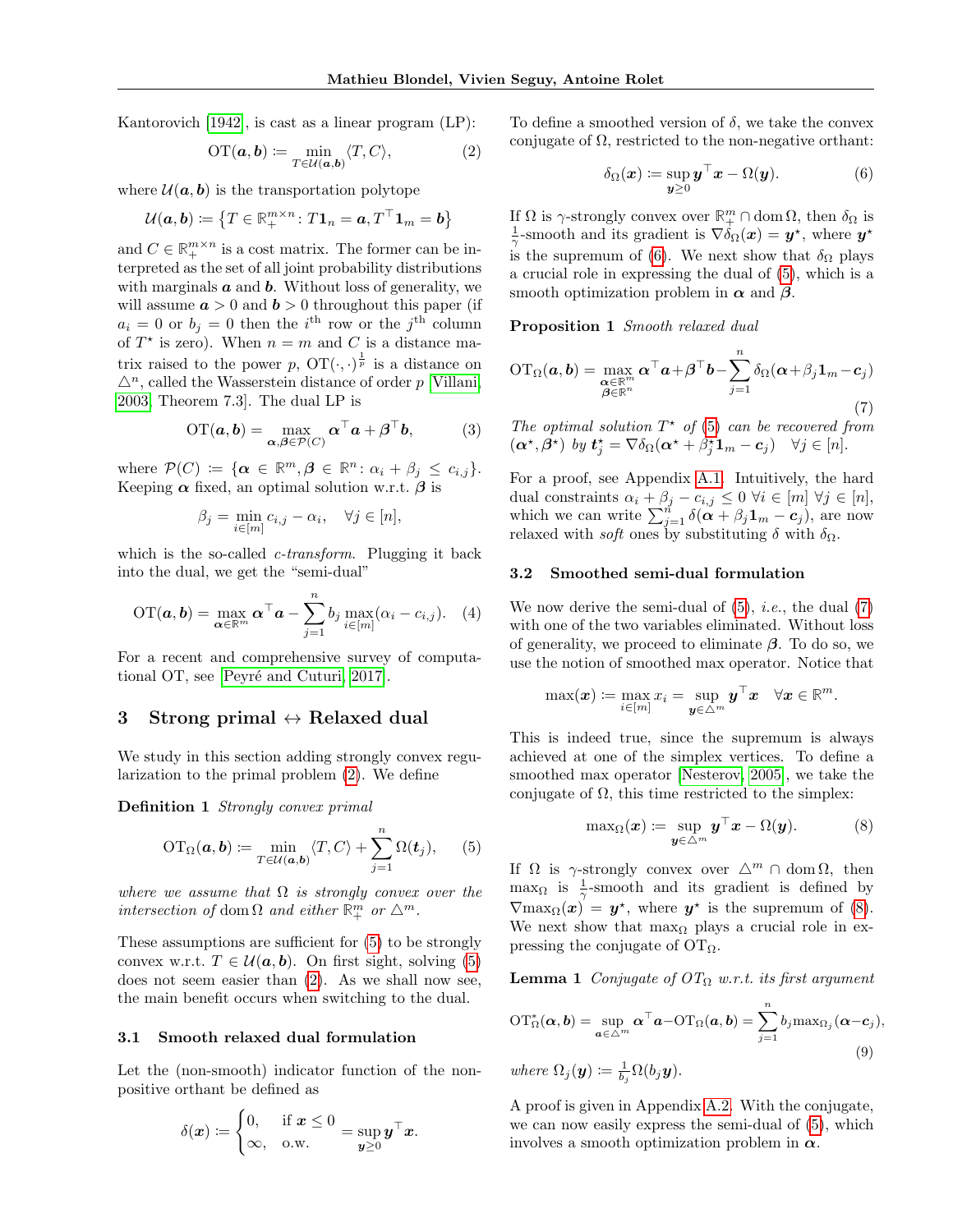Kantorovich [1942], is cast as a linear program (LP):

$$\mathrm{OT}(\boldsymbol{a}, \boldsymbol{b}) \coloneqq \min_{T \in \mathcal{U}(\boldsymbol{a}, \boldsymbol{b})} \langle T, C \rangle, \tag{2}$$

where $\mathcal{U}(\boldsymbol{a}, \boldsymbol{b})$ is the transportation polytope

$$\mathcal{U}(\boldsymbol{a}, \boldsymbol{b}) \coloneqq \left\{ T \in \mathbb{R}_+^{m \times n} \colon T \mathbf{1}_n = \boldsymbol{a}, T^\top \mathbf{1}_m = \boldsymbol{b} \right\}$$

and $C \in \mathbb{R}_+^{m \times n}$ is a cost matrix. The former can be interpreted as the set of all joint probability distributions with marginals $\boldsymbol{a}$ and $\boldsymbol{b}$. Without loss of generality, we will assume $\boldsymbol{a} > 0$ and $\boldsymbol{b} > 0$ throughout this paper (if $a_i = 0$ or $b_j = 0$ then the $i^{\text{th}}$ row or the $j^{\text{th}}$ column of $T^\star$ is zero). When $n = m$ and $C$ is a distance matrix raised to the power $p$, $\mathrm{OT}(\cdot, \cdot)^{\frac{1}{p}}$ is a distance on $\triangle^n$, called the Wasserstein distance of order $p$ [Villani, 2003, Theorem 7.3]. The dual LP is

$$\mathrm{OT}(\boldsymbol{a}, \boldsymbol{b}) = \max_{\boldsymbol{\alpha}, \boldsymbol{\beta} \in \mathcal{P}(C)} \boldsymbol{\alpha}^\top \boldsymbol{a} + \boldsymbol{\beta}^\top \boldsymbol{b}, \tag{3}$$

where $\mathcal{P}(C) \coloneqq \{\boldsymbol{\alpha} \in \mathbb{R}^m, \boldsymbol{\beta} \in \mathbb{R}^n \colon \alpha_i + \beta_j \leq c_{i,j}\}$. Keeping $\boldsymbol{\alpha}$ fixed, an optimal solution w.r.t. $\boldsymbol{\beta}$ is

$$\beta_j = \min_{i \in [m]} c_{i,j} - \alpha_i, \quad \forall j \in [n],$$

which is the so-called *c-transform*. Plugging it back into the dual, we get the "semi-dual"

$$\mathrm{OT}(\boldsymbol{a}, \boldsymbol{b}) = \max_{\boldsymbol{\alpha} \in \mathbb{R}^m} \boldsymbol{\alpha}^\top \boldsymbol{a} - \sum_{j=1}^n b_j \max_{i \in [m]} (\alpha_i - c_{i,j}). \tag{4}$$

For a recent and comprehensive survey of computational OT, see [Peyré and Cuturi, 2017].

## 3 Strong primal ↔ Relaxed dual

We study in this section adding strongly convex regularization to the primal problem (2). We define

**Definition 1** *Strongly convex primal*

$$\mathrm{OT}_\Omega(\boldsymbol{a}, \boldsymbol{b}) \coloneqq \min_{T \in \mathcal{U}(\boldsymbol{a}, \boldsymbol{b})} \langle T, C \rangle + \sum_{j=1}^n \Omega(\boldsymbol{t}_j), \tag{5}$$

*where we assume that $\Omega$ is strongly convex over the intersection of* $\operatorname{dom} \Omega$ *and either* $\mathbb{R}_+^m$ *or* $\triangle^m$.

These assumptions are sufficient for (5) to be strongly convex w.r.t. $T \in \mathcal{U}(\boldsymbol{a}, \boldsymbol{b})$. On first sight, solving (5) does not seem easier than (2). As we shall now see, the main benefit occurs when switching to the dual.

### 3.1 Smooth relaxed dual formulation

Let the (non-smooth) indicator function of the non-positive orthant be defined as

$$\delta(\boldsymbol{x}) \coloneqq \begin{cases} 0, & \text{if } \boldsymbol{x} \leq 0 \\ \infty, & \text{o.w.} \end{cases} = \sup_{\boldsymbol{y} \geq 0} \boldsymbol{y}^\top \boldsymbol{x}.$$

To define a smoothed version of $\delta$, we take the convex conjugate of $\Omega$, restricted to the non-negative orthant:

$$\delta_\Omega(\boldsymbol{x}) \coloneqq \sup_{\boldsymbol{y} \geq 0} \boldsymbol{y}^\top \boldsymbol{x} - \Omega(\boldsymbol{y}). \tag{6}$$

If $\Omega$ is $\gamma$-strongly convex over $\mathbb{R}_+^m \cap \operatorname{dom} \Omega$, then $\delta_\Omega$ is $\frac{1}{\gamma}$-smooth and its gradient is $\nabla \delta_\Omega(\boldsymbol{x}) = \boldsymbol{y}^\star$, where $\boldsymbol{y}^\star$ is the supremum of (6). We next show that $\delta_\Omega$ plays a crucial role in expressing the dual of (5), which is a smooth optimization problem in $\boldsymbol{\alpha}$ and $\boldsymbol{\beta}$.

**Proposition 1** *Smooth relaxed dual*

$$\mathrm{OT}_\Omega(\boldsymbol{a}, \boldsymbol{b}) = \max_{\substack{\boldsymbol{\alpha} \in \mathbb{R}^m \\ \boldsymbol{\beta} \in \mathbb{R}^n}} \boldsymbol{\alpha}^\top \boldsymbol{a} + \boldsymbol{\beta}^\top \boldsymbol{b} - \sum_{j=1}^n \delta_\Omega(\boldsymbol{\alpha} + \beta_j \mathbf{1}_m - \boldsymbol{c}_j) \tag{7}$$

*The optimal solution $T^\star$ of (5) can be recovered from $(\boldsymbol{\alpha}^\star, \boldsymbol{\beta}^\star)$ by $\boldsymbol{t}_j^\star = \nabla \delta_\Omega(\boldsymbol{\alpha}^\star + \beta_j^\star \mathbf{1}_m - \boldsymbol{c}_j) \quad \forall j \in [n]$.*

For a proof, see Appendix A.1. Intuitively, the hard dual constraints $\alpha_i + \beta_j - c_{i,j} \leq 0 \ \forall i \in [m] \ \forall j \in [n]$, which we can write $\sum_{j=1}^n \delta(\boldsymbol{\alpha} + \beta_j \mathbf{1}_m - \boldsymbol{c}_j)$, are now relaxed with *soft* ones by substituting $\delta$ with $\delta_\Omega$.

### 3.2 Smoothed semi-dual formulation

We now derive the semi-dual of (5), *i.e.*, the dual (7) with one of the two variables eliminated. Without loss of generality, we proceed to eliminate $\boldsymbol{\beta}$. To do so, we use the notion of smoothed max operator. Notice that

$$\max(\boldsymbol{x}) \coloneqq \max_{i \in [m]} x_i = \sup_{\boldsymbol{y} \in \triangle^m} \boldsymbol{y}^\top \boldsymbol{x} \quad \forall \boldsymbol{x} \in \mathbb{R}^m.$$

This is indeed true, since the supremum is always achieved at one of the simplex vertices. To define a smoothed max operator [Nesterov, 2005], we take the conjugate of $\Omega$, this time restricted to the simplex:

$$\max_\Omega(\boldsymbol{x}) \coloneqq \sup_{\boldsymbol{y} \in \triangle^m} \boldsymbol{y}^\top \boldsymbol{x} - \Omega(\boldsymbol{y}). \tag{8}$$

If $\Omega$ is $\gamma$-strongly convex over $\triangle^m \cap \operatorname{dom} \Omega$, then $\max_\Omega$ is $\frac{1}{\gamma}$-smooth and its gradient is defined by $\nabla \max_\Omega(\boldsymbol{x}) = \boldsymbol{y}^\star$, where $\boldsymbol{y}^\star$ is the supremum of (8). We next show that $\max_\Omega$ plays a crucial role in expressing the conjugate of $\mathrm{OT}_\Omega$.

**Lemma 1** *Conjugate of $\mathrm{OT}_\Omega$ w.r.t. its first argument*

$$\mathrm{OT}_\Omega^*(\boldsymbol{\alpha}, \boldsymbol{b}) = \sup_{\boldsymbol{a} \in \triangle^m} \boldsymbol{\alpha}^\top \boldsymbol{a} - \mathrm{OT}_\Omega(\boldsymbol{a}, \boldsymbol{b}) = \sum_{j=1}^n b_j \max_{\Omega_j}(\boldsymbol{\alpha} - \boldsymbol{c}_j), \tag{9}$$

*where $\Omega_j(\boldsymbol{y}) \coloneqq \frac{1}{b_j} \Omega(b_j \boldsymbol{y})$.*

A proof is given in Appendix A.2. With the conjugate, we can now easily express the semi-dual of (5), which involves a smooth optimization problem in $\boldsymbol{\alpha}$.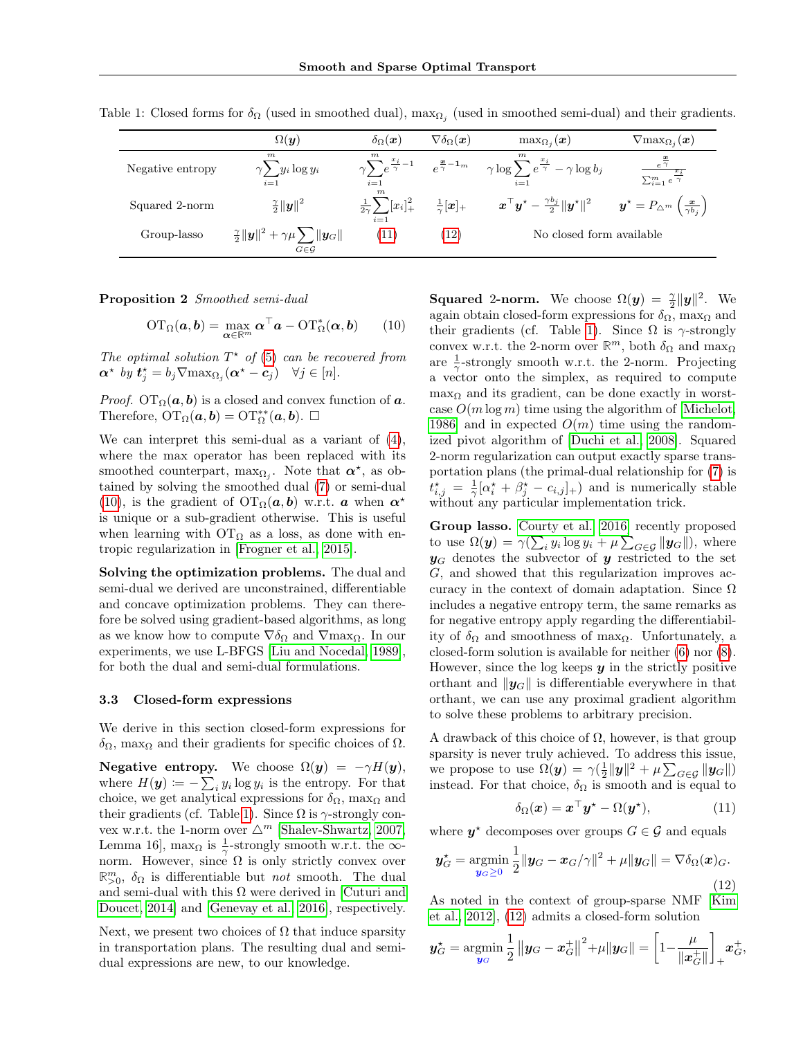Table 1: Closed forms for $\delta_\Omega$ (used in smoothed dual), $\max_{\Omega_j}$ (used in smoothed semi-dual) and their gradients.

| | $\Omega(\boldsymbol{y})$ | $\delta_\Omega(\boldsymbol{x})$ | $\nabla\delta_\Omega(\boldsymbol{x})$ | $\max_{\Omega_j}(\boldsymbol{x})$ | $\nabla\max_{\Omega_j}(\boldsymbol{x})$ |
|---|---|---|---|---|---|
| Negative entropy | $\gamma\sum_{i=1}^m y_i \log y_i$ | $\gamma\sum_{i=1}^m e^{\frac{x_i}{\gamma}-1}$ | $e^{\frac{\boldsymbol{x}}{\gamma}-\mathbf{1}_m}$ | $\gamma \log \sum_{i=1}^m e^{\frac{x_i}{\gamma}} - \gamma \log b_j$ | $\frac{e^{\frac{\boldsymbol{x}}{\gamma}}}{\sum_{i=1}^m e^{\frac{x_i}{\gamma}}}$ |
| Squared 2-norm | $\frac{\gamma}{2}\|\boldsymbol{y}\|^2$ | $\frac{1}{2\gamma}\sum_{i=1}^m [x_i]_+^2$ | $\frac{1}{\gamma}[\boldsymbol{x}]_+$ | $\boldsymbol{x}^\top\boldsymbol{y}^\star - \frac{\gamma b_j}{2}\|\boldsymbol{y}^\star\|^2$ | $\boldsymbol{y}^\star = P_{\triangle^m}\left(\frac{\boldsymbol{x}}{\gamma b_j}\right)$ |
| Group-lasso | $\frac{\gamma}{2}\|\boldsymbol{y}\|^2 + \gamma\mu\sum_{G\in\mathcal{G}}\|\boldsymbol{y}_G\|$ | (11) | (12) | No closed form available | |

**Proposition 2** *Smoothed semi-dual*

$$\mathrm{OT}_\Omega(\boldsymbol{a}, \boldsymbol{b}) = \max_{\boldsymbol{\alpha}\in\mathbb{R}^m} \boldsymbol{\alpha}^\top \boldsymbol{a} - \mathrm{OT}^*_\Omega(\boldsymbol{\alpha}, \boldsymbol{b}) \tag{10}$$

*The optimal solution $T^\star$ of (5) can be recovered from $\boldsymbol{\alpha}^\star$ by $\boldsymbol{t}^\star_j = b_j \nabla\max_{\Omega_j}(\boldsymbol{\alpha}^\star - \boldsymbol{c}_j) \quad \forall j \in [n]$.*

*Proof.* $\mathrm{OT}_\Omega(\boldsymbol{a}, \boldsymbol{b})$ is a closed and convex function of $\boldsymbol{a}$. Therefore, $\mathrm{OT}_\Omega(\boldsymbol{a}, \boldsymbol{b}) = \mathrm{OT}^{**}_\Omega(\boldsymbol{a}, \boldsymbol{b})$. □

We can interpret this semi-dual as a variant of (4), where the max operator has been replaced with its smoothed counterpart, $\max_{\Omega_j}$. Note that $\boldsymbol{\alpha}^\star$, as obtained by solving the smoothed dual (7) or semi-dual (10), is the gradient of $\mathrm{OT}_\Omega(\boldsymbol{a}, \boldsymbol{b})$ w.r.t. $\boldsymbol{a}$ when $\boldsymbol{\alpha}^\star$ is unique or a sub-gradient otherwise. This is useful when learning with $\mathrm{OT}_\Omega$ as a loss, as done with entropic regularization in [Frogner et al., 2015].

**Solving the optimization problems.** The dual and semi-dual we derived are unconstrained, differentiable and concave optimization problems. They can therefore be solved using gradient-based algorithms, as long as we know how to compute $\nabla\delta_\Omega$ and $\nabla\max_\Omega$. In our experiments, we use L-BFGS [Liu and Nocedal, 1989], for both the dual and semi-dual formulations.

### 3.3 Closed-form expressions

We derive in this section closed-form expressions for $\delta_\Omega$, $\max_\Omega$ and their gradients for specific choices of $\Omega$.

**Negative entropy.** We choose $\Omega(\boldsymbol{y}) = -\gamma H(\boldsymbol{y})$, where $H(\boldsymbol{y}) \coloneqq -\sum_i y_i \log y_i$ is the entropy. For that choice, we get analytical expressions for $\delta_\Omega$, $\max_\Omega$ and their gradients (cf. Table 1). Since $\Omega$ is $\gamma$-strongly convex w.r.t. the 1-norm over $\triangle^m$ [Shalev-Shwartz, 2007, Lemma 16], $\max_\Omega$ is $\frac{1}{\gamma}$-strongly smooth w.r.t. the $\infty$-norm. However, since $\Omega$ is only strictly convex over $\mathbb{R}^m_{>0}$, $\delta_\Omega$ is differentiable but *not* smooth. The dual and semi-dual with this $\Omega$ were derived in [Cuturi and Doucet, 2014] and [Genevay et al., 2016], respectively.

Next, we present two choices of $\Omega$ that induce sparsity in transportation plans. The resulting dual and semi-dual expressions are new, to our knowledge.

**Squared 2-norm.** We choose $\Omega(\boldsymbol{y}) = \frac{\gamma}{2}\|\boldsymbol{y}\|^2$. We again obtain closed-form expressions for $\delta_\Omega$, $\max_\Omega$ and their gradients (cf. Table 1). Since $\Omega$ is $\gamma$-strongly convex w.r.t. the 2-norm over $\mathbb{R}^m$, both $\delta_\Omega$ and $\max_\Omega$ are $\frac{1}{\gamma}$-strongly smooth w.r.t. the 2-norm. Projecting a vector onto the simplex, as required to compute $\max_\Omega$ and its gradient, can be done exactly in worst-case $O(m \log m)$ time using the algorithm of [Michelot, 1986] and in expected $O(m)$ time using the randomized pivot algorithm of [Duchi et al., 2008]. Squared 2-norm regularization can output exactly sparse transportation plans (the primal-dual relationship for (7) is $t^\star_{i,j} = \frac{1}{\gamma}[\alpha^\star_i + \beta^\star_j - c_{i,j}]_+$) and is numerically stable without any particular implementation trick.

**Group lasso.** [Courty et al., 2016] recently proposed to use $\Omega(\boldsymbol{y}) = \gamma(\sum_i y_i \log y_i + \mu \sum_{G\in\mathcal{G}}\|\boldsymbol{y}_G\|)$, where $\boldsymbol{y}_G$ denotes the subvector of $\boldsymbol{y}$ restricted to the set $G$, and showed that this regularization improves accuracy in the context of domain adaptation. Since $\Omega$ includes a negative entropy term, the same remarks as for negative entropy apply regarding the differentiability of $\delta_\Omega$ and smoothness of $\max_\Omega$. Unfortunately, a closed-form solution is available for neither (6) nor (8). However, since the log keeps $\boldsymbol{y}$ in the strictly positive orthant and $\|\boldsymbol{y}_G\|$ is differentiable everywhere in that orthant, we can use any proximal gradient algorithm to solve these problems to arbitrary precision.

A drawback of this choice of $\Omega$, however, is that group sparsity is never truly achieved. To address this issue, we propose to use $\Omega(\boldsymbol{y}) = \gamma(\frac{1}{2}\|\boldsymbol{y}\|^2 + \mu \sum_{G\in\mathcal{G}}\|\boldsymbol{y}_G\|)$ instead. For that choice, $\delta_\Omega$ is smooth and is equal to

$$\delta_\Omega(\boldsymbol{x}) = \boldsymbol{x}^\top\boldsymbol{y}^\star - \Omega(\boldsymbol{y}^\star), \tag{11}$$

where $\boldsymbol{y}^\star$ decomposes over groups $G \in \mathcal{G}$ and equals

$$\boldsymbol{y}^\star_G = \operatorname*{argmin}_{\boldsymbol{y}_G \geq 0} \frac{1}{2}\|\boldsymbol{y}_G - \boldsymbol{x}_G/\gamma\|^2 + \mu\|\boldsymbol{y}_G\| = \nabla\delta_\Omega(\boldsymbol{x})_G. \tag{12}$$

As noted in the context of group-sparse NMF [Kim et al., 2012], (12) admits a closed-form solution

$$\boldsymbol{y}^\star_G = \operatorname*{argmin}_{\boldsymbol{y}_G} \frac{1}{2}\left\|\boldsymbol{y}_G - \boldsymbol{x}^+_G\right\|^2 + \mu\|\boldsymbol{y}_G\| = \left[1 - \frac{\mu}{\|\boldsymbol{x}^+_G\|}\right]_+ \boldsymbol{x}^+_G,$$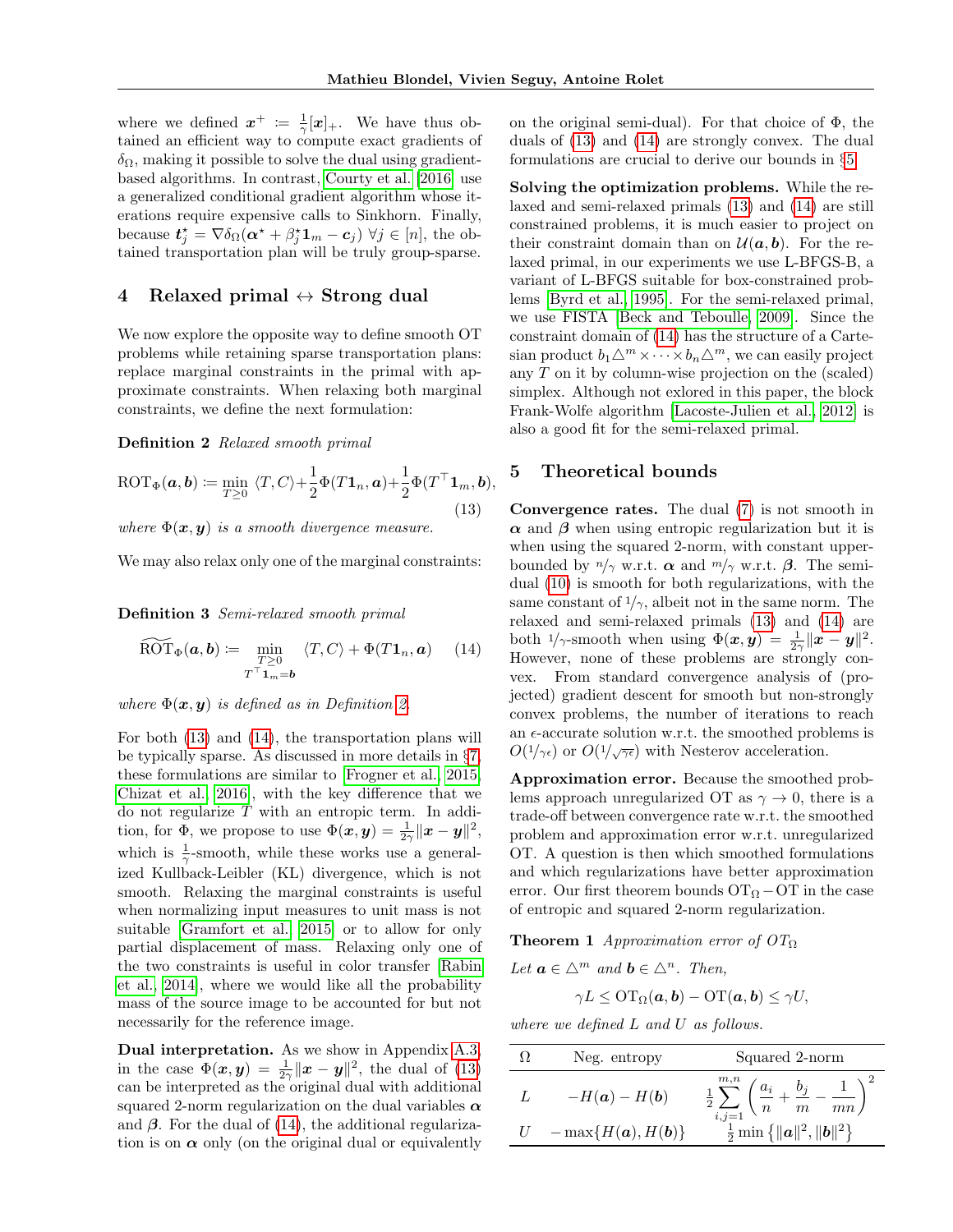where we defined $\boldsymbol{x}^+ \coloneqq \frac{1}{\gamma}[\boldsymbol{x}]_+$. We have thus obtained an efficient way to compute exact gradients of $\delta_\Omega$, making it possible to solve the dual using gradient-based algorithms. In contrast, Courty et al. [2016] use a generalized conditional gradient algorithm whose iterations require expensive calls to Sinkhorn. Finally, because $\boldsymbol{t}_j^\star = \nabla\delta_\Omega(\boldsymbol{\alpha}^\star + \beta_j^\star \mathbf{1}_m - \boldsymbol{c}_j)\ \forall j \in [n]$, the obtained transportation plan will be truly group-sparse.

## 4 Relaxed primal ↔ Strong dual

We now explore the opposite way to define smooth OT problems while retaining sparse transportation plans: replace marginal constraints in the primal with approximate constraints. When relaxing both marginal constraints, we define the next formulation:

**Definition 2** *Relaxed smooth primal*

$$\mathrm{ROT}_\Phi(\boldsymbol{a}, \boldsymbol{b}) \coloneqq \min_{T \geq 0} \langle T, C\rangle + \frac{1}{2}\Phi(T\mathbf{1}_n, \boldsymbol{a}) + \frac{1}{2}\Phi(T^\top \mathbf{1}_m, \boldsymbol{b}), \tag{13}$$

*where $\Phi(\boldsymbol{x}, \boldsymbol{y})$ is a smooth divergence measure.*

We may also relax only one of the marginal constraints:

**Definition 3** *Semi-relaxed smooth primal*

$$\widetilde{\mathrm{ROT}}_\Phi(\boldsymbol{a}, \boldsymbol{b}) \coloneqq \min_{\substack{T \geq 0 \\ T^\top \mathbf{1}_m = \boldsymbol{b}}} \langle T, C\rangle + \Phi(T\mathbf{1}_n, \boldsymbol{a}) \tag{14}$$

*where $\Phi(\boldsymbol{x}, \boldsymbol{y})$ is defined as in Definition 2.*

For both (13) and (14), the transportation plans will be typically sparse. As discussed in more details in §7, these formulations are similar to Frogner et al. [2015], Chizat et al. [2016], with the key difference that we do not regularize $T$ with an entropic term. In addition, for $\Phi$, we propose to use $\Phi(\boldsymbol{x}, \boldsymbol{y}) = \frac{1}{2\gamma}\|\boldsymbol{x} - \boldsymbol{y}\|^2$, which is $\frac{1}{\gamma}$-smooth, while these works use a generalized Kullback-Leibler (KL) divergence, which is not smooth. Relaxing the marginal constraints is useful when normalizing input measures to unit mass is not suitable [Gramfort et al., 2015] or to allow for only partial displacement of mass. Relaxing only one of the two constraints is useful in color transfer [Rabin et al., 2014], where we would like all the probability mass of the source image to be accounted for but not necessarily for the reference image.

**Dual interpretation.** As we show in Appendix A.3, in the case $\Phi(\boldsymbol{x}, \boldsymbol{y}) = \frac{1}{2\gamma}\|\boldsymbol{x} - \boldsymbol{y}\|^2$, the dual of (13) can be interpreted as the original dual with additional squared 2-norm regularization on the dual variables $\boldsymbol{\alpha}$ and $\boldsymbol{\beta}$. For the dual of (14), the additional regularization is on $\boldsymbol{\alpha}$ only (on the original dual or equivalently on the original semi-dual). For that choice of $\Phi$, the duals of (13) and (14) are strongly convex. The dual formulations are crucial to derive our bounds in §5.

**Solving the optimization problems.** While the relaxed and semi-relaxed primals (13) and (14) are still constrained problems, it is much easier to project on their constraint domain than on $\mathcal{U}(\boldsymbol{a}, \boldsymbol{b})$. For the relaxed primal, in our experiments we use L-BFGS-B, a variant of L-BFGS suitable for box-constrained problems [Byrd et al., 1995]. For the semi-relaxed primal, we use FISTA [Beck and Teboulle, 2009]. Since the constraint domain of (14) has the structure of a Cartesian product $b_1\triangle^m \times \cdots \times b_n\triangle^m$, we can easily project any $T$ on it by column-wise projection on the (scaled) simplex. Although not exlored in this paper, the block Frank-Wolfe algorithm [Lacoste-Julien et al., 2012] is also a good fit for the semi-relaxed primal.

## 5 Theoretical bounds

**Convergence rates.** The dual (7) is not smooth in $\boldsymbol{\alpha}$ and $\boldsymbol{\beta}$ when using entropic regularization but it is when using the squared 2-norm, with constant upper-bounded by $n/\gamma$ w.r.t. $\boldsymbol{\alpha}$ and $m/\gamma$ w.r.t. $\boldsymbol{\beta}$. The semi-dual (10) is smooth for both regularizations, with the same constant of $1/\gamma$, albeit not in the same norm. The relaxed and semi-relaxed primals (13) and (14) are both $1/\gamma$-smooth when using $\Phi(\boldsymbol{x}, \boldsymbol{y}) = \frac{1}{2\gamma}\|\boldsymbol{x} - \boldsymbol{y}\|^2$. However, none of these problems are strongly convex. From standard convergence analysis of (projected) gradient descent for smooth but non-strongly convex problems, the number of iterations to reach an $\epsilon$-accurate solution w.r.t. the smoothed problems is $O(1/\gamma\epsilon)$ or $O(1/\sqrt{\gamma\epsilon})$ with Nesterov acceleration.

**Approximation error.** Because the smoothed problems approach unregularized OT as $\gamma \to 0$, there is a trade-off between convergence rate w.r.t. the smoothed problem and approximation error w.r.t. unregularized OT. A question is then which smoothed formulations and which regularizations have better approximation error. Our first theorem bounds $\mathrm{OT}_\Omega - \mathrm{OT}$ in the case of entropic and squared 2-norm regularization.

**Theorem 1** *Approximation error of $\mathrm{OT}_\Omega$*

*Let $\boldsymbol{a} \in \triangle^m$ and $\boldsymbol{b} \in \triangle^n$. Then,*

$$\gamma L \leq \mathrm{OT}_\Omega(\boldsymbol{a}, \boldsymbol{b}) - \mathrm{OT}(\boldsymbol{a}, \boldsymbol{b}) \leq \gamma U,$$

*where we defined $L$ and $U$ as follows.*

| $\Omega$ | Neg. entropy | Squared 2-norm |
|---|---|---|
| $L$ | $-H(\boldsymbol{a}) - H(\boldsymbol{b})$ | $\frac{1}{2}\sum_{i,j=1}^{m,n}\left(\frac{a_i}{n} + \frac{b_j}{m} - \frac{1}{mn}\right)^2$ |
| $U$ | $-\max\{H(\boldsymbol{a}), H(\boldsymbol{b})\}$ | $\frac{1}{2}\min\left\{\|\boldsymbol{a}\|^2, \|\boldsymbol{b}\|^2\right\}$ |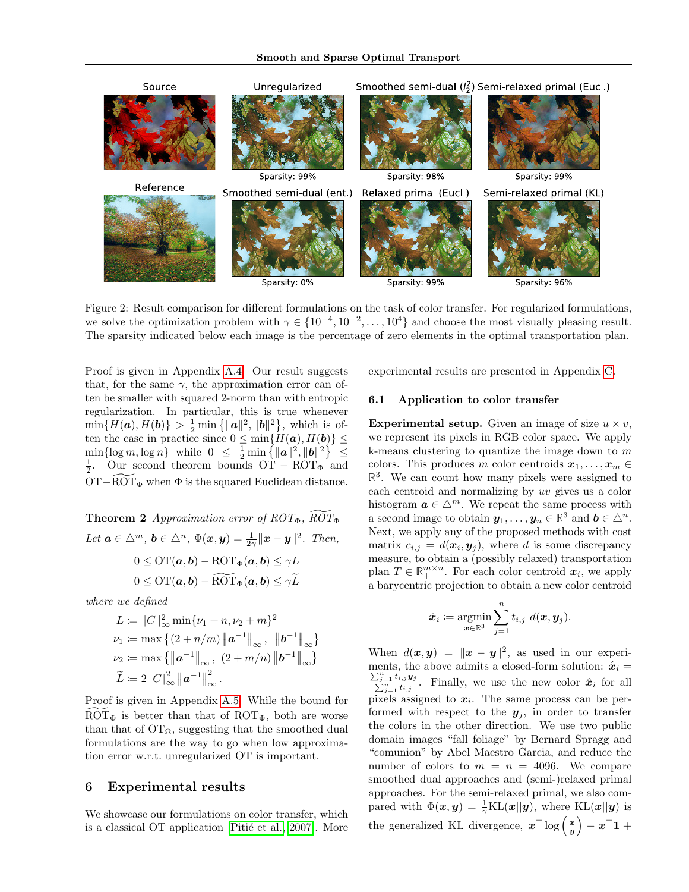Source | Unregularized | Smoothed semi-dual ($l_2^2$) | Semi-relaxed primal (Eucl.)

Sparsity: 99% | Sparsity: 98% | Sparsity: 99%

Reference | Smoothed semi-dual (ent.) | Relaxed primal (Eucl.) | Semi-relaxed primal (KL)

Sparsity: 0% | Sparsity: 99% | Sparsity: 96%

Figure 2: Result comparison for different formulations on the task of color transfer. For regularized formulations, we solve the optimization problem with $\gamma \in \{10^{-4}, 10^{-2}, \ldots, 10^4\}$ and choose the most visually pleasing result. The sparsity indicated below each image is the percentage of zero elements in the optimal transportation plan.

Proof is given in Appendix A.4. Our result suggests that, for the same $\gamma$, the approximation error can often be smaller with squared 2-norm than with entropic regularization. In particular, this is true whenever $\min\{H(\boldsymbol{a}), H(\boldsymbol{b})\} > \frac{1}{2}\min\left\{\|\boldsymbol{a}\|^2, \|\boldsymbol{b}\|^2\right\}$, which is often the case in practice since $0 \leq \min\{H(\boldsymbol{a}), H(\boldsymbol{b})\} \leq \min\{\log m, \log n\}$ while $0 \leq \frac{1}{2}\min\left\{\|\boldsymbol{a}\|^2, \|\boldsymbol{b}\|^2\right\} \leq \frac{1}{2}$. Our second theorem bounds $\mathrm{OT} - \mathrm{ROT}_\Phi$ and $\mathrm{OT} - \widetilde{\mathrm{ROT}}_\Phi$ when $\Phi$ is the squared Euclidean distance.

**Theorem 2** *Approximation error of $ROT_\Phi$, $\widetilde{ROT}_\Phi$*

*Let $\boldsymbol{a} \in \triangle^m$, $\boldsymbol{b} \in \triangle^n$, $\Phi(\boldsymbol{x}, \boldsymbol{y}) = \frac{1}{2\gamma}\|\boldsymbol{x} - \boldsymbol{y}\|^2$. Then,*

$$0 \leq \mathrm{OT}(\boldsymbol{a}, \boldsymbol{b}) - \mathrm{ROT}_\Phi(\boldsymbol{a}, \boldsymbol{b}) \leq \gamma L$$

$$0 \leq \mathrm{OT}(\boldsymbol{a}, \boldsymbol{b}) - \widetilde{\mathrm{ROT}}_\Phi(\boldsymbol{a}, \boldsymbol{b}) \leq \gamma \widetilde{L}$$

*where we defined*

$$L := \|C\|_\infty^2 \min\{\nu_1 + n, \nu_2 + m\}^2$$

$$\nu_1 := \max\left\{(2 + n/m)\left\|\boldsymbol{a}^{-1}\right\|_\infty, \ \left\|\boldsymbol{b}^{-1}\right\|_\infty\right\}$$

$$\nu_2 := \max\left\{\left\|\boldsymbol{a}^{-1}\right\|_\infty, \ (2 + m/n)\left\|\boldsymbol{b}^{-1}\right\|_\infty\right\}$$

$$\widetilde{L} := 2\|C\|_\infty^2 \left\|\boldsymbol{a}^{-1}\right\|_\infty^2.$$

Proof is given in Appendix A.5. While the bound for $\widetilde{\mathrm{ROT}}_\Phi$ is better than that of $\mathrm{ROT}_\Phi$, both are worse than that of $\mathrm{OT}_\Omega$, suggesting that the smoothed dual formulations are the way to go when low approximation error w.r.t. unregularized OT is important.

## 6 Experimental results

We showcase our formulations on color transfer, which is a classical OT application [Pitié et al., 2007]. More experimental results are presented in Appendix C.

### 6.1 Application to color transfer

**Experimental setup.** Given an image of size $u \times v$, we represent its pixels in RGB color space. We apply k-means clustering to quantize the image down to $m$ colors. This produces $m$ color centroids $\boldsymbol{x}_1, \ldots, \boldsymbol{x}_m \in \mathbb{R}^3$. We can count how many pixels were assigned to each centroid and normalizing by $uv$ gives us a color histogram $\boldsymbol{a} \in \triangle^m$. We repeat the same process with a second image to obtain $\boldsymbol{y}_1, \ldots, \boldsymbol{y}_n \in \mathbb{R}^3$ and $\boldsymbol{b} \in \triangle^n$. Next, we apply any of the proposed methods with cost matrix $c_{i,j} = d(\boldsymbol{x}_i, \boldsymbol{y}_j)$, where $d$ is some discrepancy measure, to obtain a (possibly relaxed) transportation plan $T \in \mathbb{R}_+^{m \times n}$. For each color centroid $\boldsymbol{x}_i$, we apply a barycentric projection to obtain a new color centroid

$$\hat{\boldsymbol{x}}_i := \operatorname*{argmin}_{\boldsymbol{x} \in \mathbb{R}^3} \sum_{j=1}^n t_{i,j} \, d(\boldsymbol{x}, \boldsymbol{y}_j).$$

When $d(\boldsymbol{x}, \boldsymbol{y}) = \|\boldsymbol{x} - \boldsymbol{y}\|^2$, as used in our experiments, the above admits a closed-form solution: $\hat{\boldsymbol{x}}_i = \frac{\sum_{j=1}^n t_{i,j}\boldsymbol{y}_j}{\sum_{j=1}^n t_{i,j}}$. Finally, we use the new color $\hat{\boldsymbol{x}}_i$ for all pixels assigned to $\boldsymbol{x}_i$. The same process can be performed with respect to the $\boldsymbol{y}_j$, in order to transfer the colors in the other direction. We use two public domain images "fall foliage" by Bernard Spragg and "comunion" by Abel Maestro Garcia, and reduce the number of colors to $m = n = 4096$. We compare smoothed dual approaches and (semi-)relaxed primal approaches. For the semi-relaxed primal, we also compared with $\Phi(\boldsymbol{x}, \boldsymbol{y}) = \frac{1}{\gamma}\mathrm{KL}(\boldsymbol{x}\|\boldsymbol{y})$, where $\mathrm{KL}(\boldsymbol{x}\|\boldsymbol{y})$ is the generalized KL divergence, $\boldsymbol{x}^\top \log\left(\frac{\boldsymbol{x}}{\boldsymbol{y}}\right) - \boldsymbol{x}^\top \mathbf{1} +$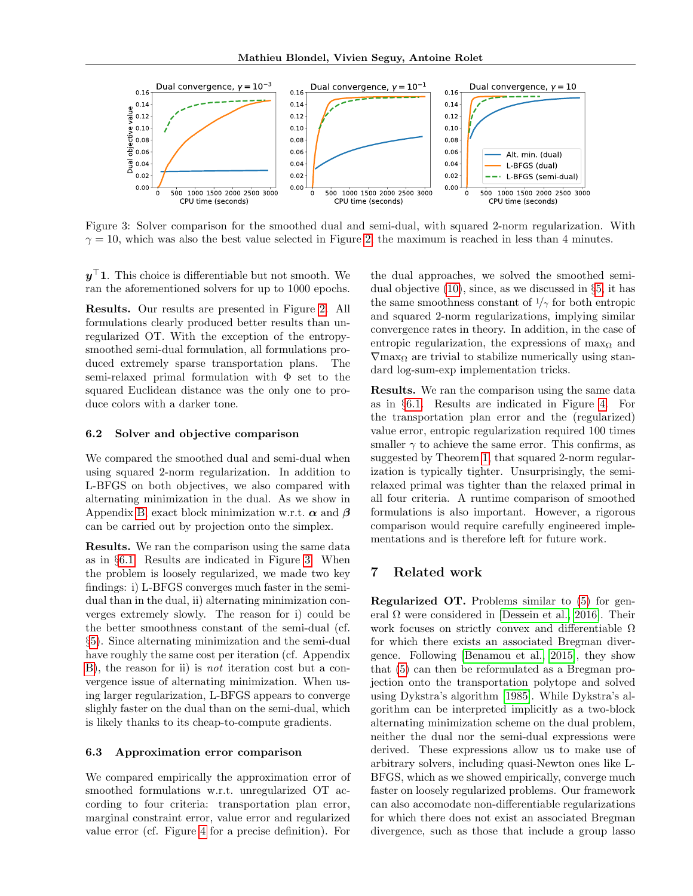Figure 3: Solver comparison for the smoothed dual and semi-dual, with squared 2-norm regularization. With $\gamma = 10$, which was also the best value selected in Figure 2, the maximum is reached in less than 4 minutes.

$\boldsymbol{y}^\top \mathbf{1}$. This choice is differentiable but not smooth. We ran the aforementioned solvers for up to 1000 epochs.

**Results.** Our results are presented in Figure 2. All formulations clearly produced better results than unregularized OT. With the exception of the entropy-smoothed semi-dual formulation, all formulations produced extremely sparse transportation plans. The semi-relaxed primal formulation with $\Phi$ set to the squared Euclidean distance was the only one to produce colors with a darker tone.

### 6.2 Solver and objective comparison

We compared the smoothed dual and semi-dual when using squared 2-norm regularization. In addition to L-BFGS on both objectives, we also compared with alternating minimization in the dual. As we show in Appendix B, exact block minimization w.r.t. $\boldsymbol{\alpha}$ and $\boldsymbol{\beta}$ can be carried out by projection onto the simplex.

**Results.** We ran the comparison using the same data as in §6.1. Results are indicated in Figure 3. When the problem is loosely regularized, we made two key findings: i) L-BFGS converges much faster in the semi-dual than in the dual, ii) alternating minimization converges extremely slowly. The reason for i) could be the better smoothness constant of the semi-dual (cf. §5). Since alternating minimization and the semi-dual have roughly the same cost per iteration (cf. Appendix B), the reason for ii) is *not* iteration cost but a convergence issue of alternating minimization. When using larger regularization, L-BFGS appears to converge slighly faster on the dual than on the semi-dual, which is likely thanks to its cheap-to-compute gradients.

### 6.3 Approximation error comparison

We compared empirically the approximation error of smoothed formulations w.r.t. unregularized OT according to four criteria: transportation plan error, marginal constraint error, value error and regularized value error (cf. Figure 4 for a precise definition). For the dual approaches, we solved the smoothed semi-dual objective (10), since, as we discussed in §5, it has the same smoothness constant of $1/\gamma$ for both entropic and squared 2-norm regularizations, implying similar convergence rates in theory. In addition, in the case of entropic regularization, the expressions of $\max_\Omega$ and $\nabla \max_\Omega$ are trivial to stabilize numerically using standard log-sum-exp implementation tricks.

**Results.** We ran the comparison using the same data as in §6.1. Results are indicated in Figure 4. For the transportation plan error and the (regularized) value error, entropic regularization required 100 times smaller $\gamma$ to achieve the same error. This confirms, as suggested by Theorem 1, that squared 2-norm regularization is typically tighter. Unsurprisingly, the semi-relaxed primal was tighter than the relaxed primal in all four criteria. A runtime comparison of smoothed formulations is also important. However, a rigorous comparison would require carefully engineered implementations and is therefore left for future work.

## 7 Related work

**Regularized OT.** Problems similar to (5) for general $\Omega$ were considered in [Dessein et al., 2016]. Their work focuses on strictly convex and differentiable $\Omega$ for which there exists an associated Bregman divergence. Following [Benamou et al., 2015], they show that (5) can then be reformulated as a Bregman projection onto the transportation polytope and solved using Dykstra's algorithm [1985]. While Dykstra's algorithm can be interpreted implicitly as a two-block alternating minimization scheme on the dual problem, neither the dual nor the semi-dual expressions were derived. These expressions allow us to make use of arbitrary solvers, including quasi-Newton ones like L-BFGS, which as we showed empirically, converge much faster on loosely regularized problems. Our framework can also accomodate non-differentiable regularizations for which there does not exist an associated Bregman divergence, such as those that include a group lasso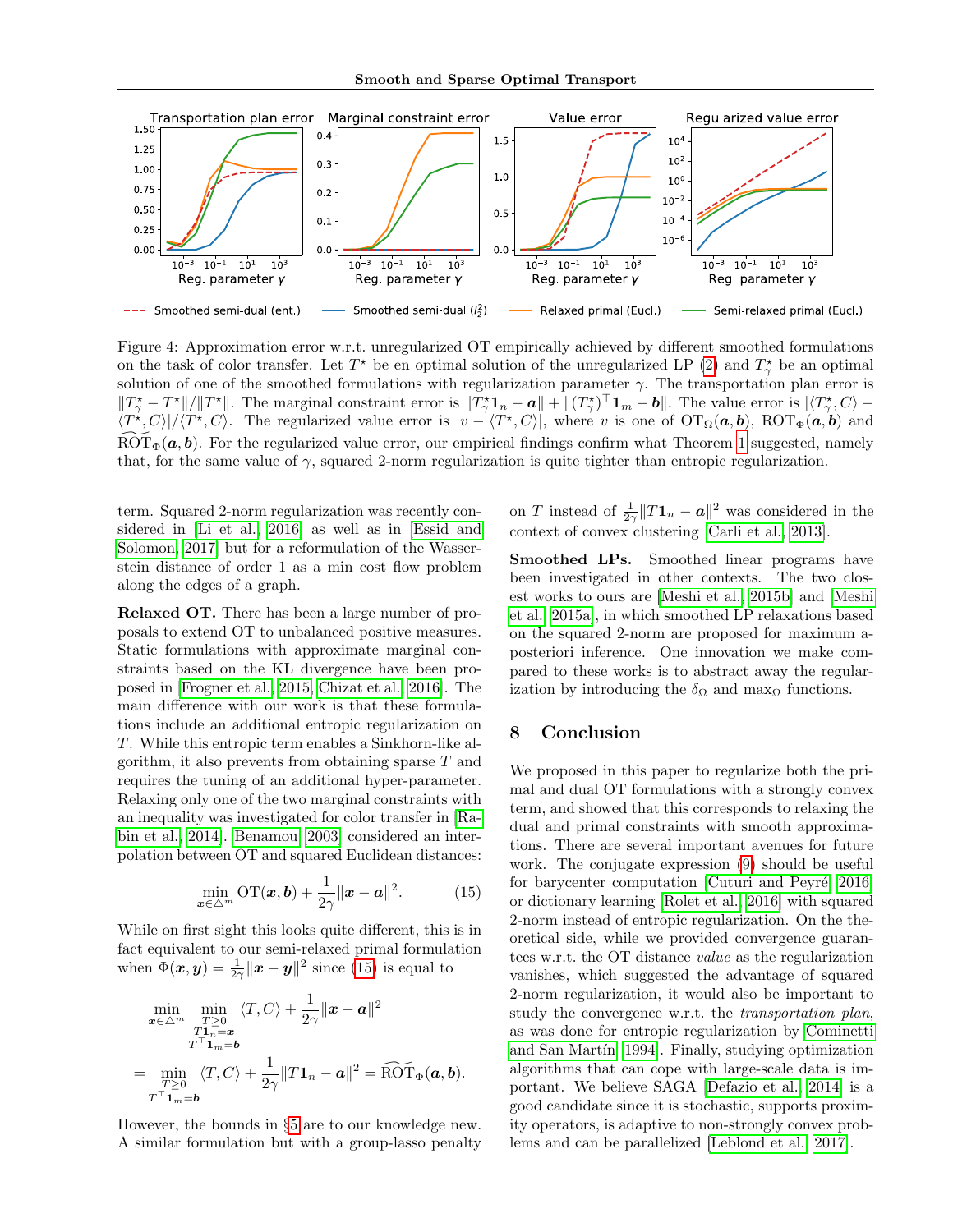Figure 4: Approximation error w.r.t. unregularized OT empirically achieved by different smoothed formulations on the task of color transfer. Let $T^\star$ be en optimal solution of the unregularized LP (2) and $T^\star_\gamma$ be an optimal solution of one of the smoothed formulations with regularization parameter $\gamma$. The transportation plan error is $\|T^\star_\gamma - T^\star\|/\|T^\star\|$. The marginal constraint error is $\|T^\star_\gamma \mathbf{1}_n - \boldsymbol{a}\| + \|(T^\star_\gamma)^\top \mathbf{1}_m - \boldsymbol{b}\|$. The value error is $|\langle T^\star_\gamma, C\rangle - \langle T^\star, C\rangle|/\langle T^\star, C\rangle$. The regularized value error is $|v - \langle T^\star, C\rangle|$, where $v$ is one of $\mathrm{OT}_\Omega(\boldsymbol{a}, \boldsymbol{b})$, $\mathrm{ROT}_\Phi(\boldsymbol{a}, \boldsymbol{b})$ and $\widetilde{\mathrm{ROT}}_\Phi(\boldsymbol{a}, \boldsymbol{b})$. For the regularized value error, our empirical findings confirm what Theorem 1 suggested, namely that, for the same value of $\gamma$, squared 2-norm regularization is quite tighter than entropic regularization.

term. Squared 2-norm regularization was recently considered in Li et al. 2016 as well as in Essid and Solomon 2017 but for a reformulation of the Wasserstein distance of order 1 as a min cost flow problem along the edges of a graph.

**Relaxed OT.** There has been a large number of proposals to extend OT to unbalanced positive measures. Static formulations with approximate marginal constraints based on the KL divergence have been proposed in Frogner et al. 2015; Chizat et al. 2016. The main difference with our work is that these formulations include an additional entropic regularization on $T$. While this entropic term enables a Sinkhorn-like algorithm, it also prevents from obtaining sparse $T$ and requires the tuning of an additional hyper-parameter. Relaxing only one of the two marginal constraints with an inequality was investigated for color transfer in Rabin et al. 2014. Benamou 2003 considered an interpolation between OT and squared Euclidean distances:

$$\min_{\boldsymbol{x} \in \triangle^m} \mathrm{OT}(\boldsymbol{x}, \boldsymbol{b}) + \frac{1}{2\gamma}\|\boldsymbol{x} - \boldsymbol{a}\|^2. \tag{15}$$

While on first sight this looks quite different, this is in fact equivalent to our semi-relaxed primal formulation when $\Phi(\boldsymbol{x}, \boldsymbol{y}) = \frac{1}{2\gamma}\|\boldsymbol{x} - \boldsymbol{y}\|^2$ since (15) is equal to

$$\begin{aligned}
&\min_{\boldsymbol{x} \in \triangle^m} \min_{\substack{T \geq 0 \\ T\mathbf{1}_n = \boldsymbol{x} \\ T^\top \mathbf{1}_m = \boldsymbol{b}}} \langle T, C\rangle + \frac{1}{2\gamma}\|\boldsymbol{x} - \boldsymbol{a}\|^2 \\
=& \min_{\substack{T \geq 0 \\ T^\top \mathbf{1}_m = \boldsymbol{b}}} \langle T, C\rangle + \frac{1}{2\gamma}\|T\mathbf{1}_n - \boldsymbol{a}\|^2 = \widetilde{\mathrm{ROT}}_\Phi(\boldsymbol{a}, \boldsymbol{b}).
\end{aligned}$$

However, the bounds in §5 are to our knowledge new. A similar formulation but with a group-lasso penalty on $T$ instead of $\frac{1}{2\gamma}\|T\mathbf{1}_n - \boldsymbol{a}\|^2$ was considered in the context of convex clustering Carli et al. 2013.

**Smoothed LPs.** Smoothed linear programs have been investigated in other contexts. The two closest works to ours are Meshi et al. 2015b and Meshi et al. 2015a, in which smoothed LP relaxations based on the squared 2-norm are proposed for maximum a-posteriori inference. One innovation we make compared to these works is to abstract away the regularization by introducing the $\delta_\Omega$ and $\max_\Omega$ functions.

## 8 Conclusion

We proposed in this paper to regularize both the primal and dual OT formulations with a strongly convex term, and showed that this corresponds to relaxing the dual and primal constraints with smooth approximations. There are several important avenues for future work. The conjugate expression (9) should be useful for barycenter computation Cuturi and Peyré 2016 or dictionary learning Rolet et al. 2016 with squared 2-norm instead of entropic regularization. On the theoretical side, while we provided convergence guarantees w.r.t. the OT distance *value* as the regularization vanishes, which suggested the advantage of squared 2-norm regularization, it would also be important to study the convergence w.r.t. the *transportation plan*, as was done for entropic regularization by Cominetti and San Martín 1994. Finally, studying optimization algorithms that can cope with large-scale data is important. We believe SAGA Defazio et al. 2014 is a good candidate since it is stochastic, supports proximity operators, is adaptive to non-strongly convex problems and can be parallelized Leblond et al. 2017.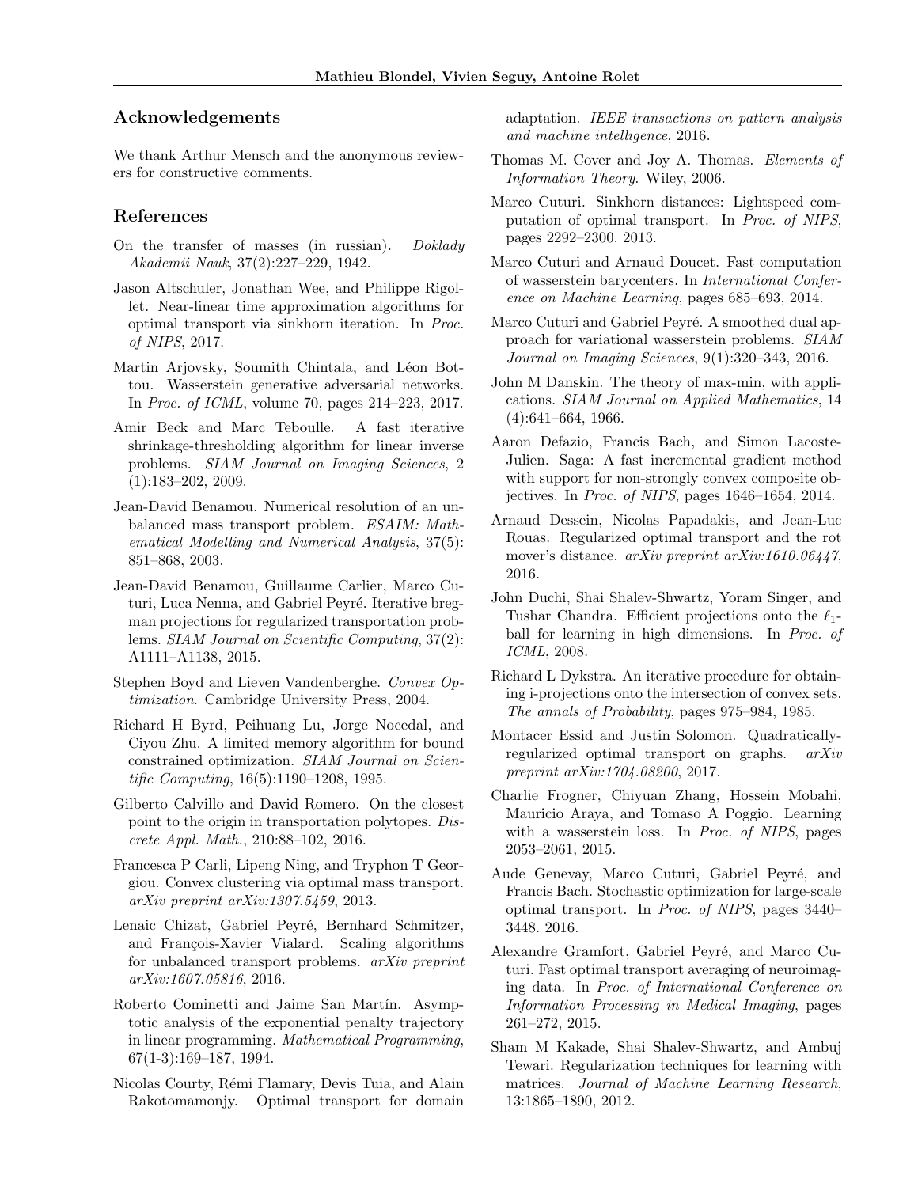## Acknowledgements

We thank Arthur Mensch and the anonymous reviewers for constructive comments.

## References

On the transfer of masses (in russian). *Doklady Akademii Nauk*, 37(2):227–229, 1942.

Jason Altschuler, Jonathan Wee, and Philippe Rigollet. Near-linear time approximation algorithms for optimal transport via sinkhorn iteration. In *Proc. of NIPS*, 2017.

Martin Arjovsky, Soumith Chintala, and Léon Bottou. Wasserstein generative adversarial networks. In *Proc. of ICML*, volume 70, pages 214–223, 2017.

Amir Beck and Marc Teboulle. A fast iterative shrinkage-thresholding algorithm for linear inverse problems. *SIAM Journal on Imaging Sciences*, 2 (1):183–202, 2009.

Jean-David Benamou. Numerical resolution of an unbalanced mass transport problem. *ESAIM: Mathematical Modelling and Numerical Analysis*, 37(5): 851–868, 2003.

Jean-David Benamou, Guillaume Carlier, Marco Cuturi, Luca Nenna, and Gabriel Peyré. Iterative bregman projections for regularized transportation problems. *SIAM Journal on Scientific Computing*, 37(2): A1111–A1138, 2015.

Stephen Boyd and Lieven Vandenberghe. *Convex Optimization*. Cambridge University Press, 2004.

Richard H Byrd, Peihuang Lu, Jorge Nocedal, and Ciyou Zhu. A limited memory algorithm for bound constrained optimization. *SIAM Journal on Scientific Computing*, 16(5):1190–1208, 1995.

Gilberto Calvillo and David Romero. On the closest point to the origin in transportation polytopes. *Discrete Appl. Math.*, 210:88–102, 2016.

Francesca P Carli, Lipeng Ning, and Tryphon T Georgiou. Convex clustering via optimal mass transport. *arXiv preprint arXiv:1307.5459*, 2013.

Lenaic Chizat, Gabriel Peyré, Bernhard Schmitzer, and François-Xavier Vialard. Scaling algorithms for unbalanced transport problems. *arXiv preprint arXiv:1607.05816*, 2016.

Roberto Cominetti and Jaime San Martín. Asymptotic analysis of the exponential penalty trajectory in linear programming. *Mathematical Programming*, 67(1-3):169–187, 1994.

Nicolas Courty, Rémi Flamary, Devis Tuia, and Alain Rakotomamonjy. Optimal transport for domain adaptation. *IEEE transactions on pattern analysis and machine intelligence*, 2016.

Thomas M. Cover and Joy A. Thomas. *Elements of Information Theory*. Wiley, 2006.

Marco Cuturi. Sinkhorn distances: Lightspeed computation of optimal transport. In *Proc. of NIPS*, pages 2292–2300. 2013.

Marco Cuturi and Arnaud Doucet. Fast computation of wasserstein barycenters. In *International Conference on Machine Learning*, pages 685–693, 2014.

Marco Cuturi and Gabriel Peyré. A smoothed dual approach for variational wasserstein problems. *SIAM Journal on Imaging Sciences*, 9(1):320–343, 2016.

John M Danskin. The theory of max-min, with applications. *SIAM Journal on Applied Mathematics*, 14 (4):641–664, 1966.

Aaron Defazio, Francis Bach, and Simon Lacoste-Julien. Saga: A fast incremental gradient method with support for non-strongly convex composite objectives. In *Proc. of NIPS*, pages 1646–1654, 2014.

Arnaud Dessein, Nicolas Papadakis, and Jean-Luc Rouas. Regularized optimal transport and the rot mover's distance. *arXiv preprint arXiv:1610.06447*, 2016.

John Duchi, Shai Shalev-Shwartz, Yoram Singer, and Tushar Chandra. Efficient projections onto the $\ell_1$-ball for learning in high dimensions. In *Proc. of ICML*, 2008.

Richard L Dykstra. An iterative procedure for obtaining i-projections onto the intersection of convex sets. *The annals of Probability*, pages 975–984, 1985.

Montacer Essid and Justin Solomon. Quadratically-regularized optimal transport on graphs. *arXiv preprint arXiv:1704.08200*, 2017.

Charlie Frogner, Chiyuan Zhang, Hossein Mobahi, Mauricio Araya, and Tomaso A Poggio. Learning with a wasserstein loss. In *Proc. of NIPS*, pages 2053–2061, 2015.

Aude Genevay, Marco Cuturi, Gabriel Peyré, and Francis Bach. Stochastic optimization for large-scale optimal transport. In *Proc. of NIPS*, pages 3440–3448. 2016.

Alexandre Gramfort, Gabriel Peyré, and Marco Cuturi. Fast optimal transport averaging of neuroimaging data. In *Proc. of International Conference on Information Processing in Medical Imaging*, pages 261–272, 2015.

Sham M Kakade, Shai Shalev-Shwartz, and Ambuj Tewari. Regularization techniques for learning with matrices. *Journal of Machine Learning Research*, 13:1865–1890, 2012.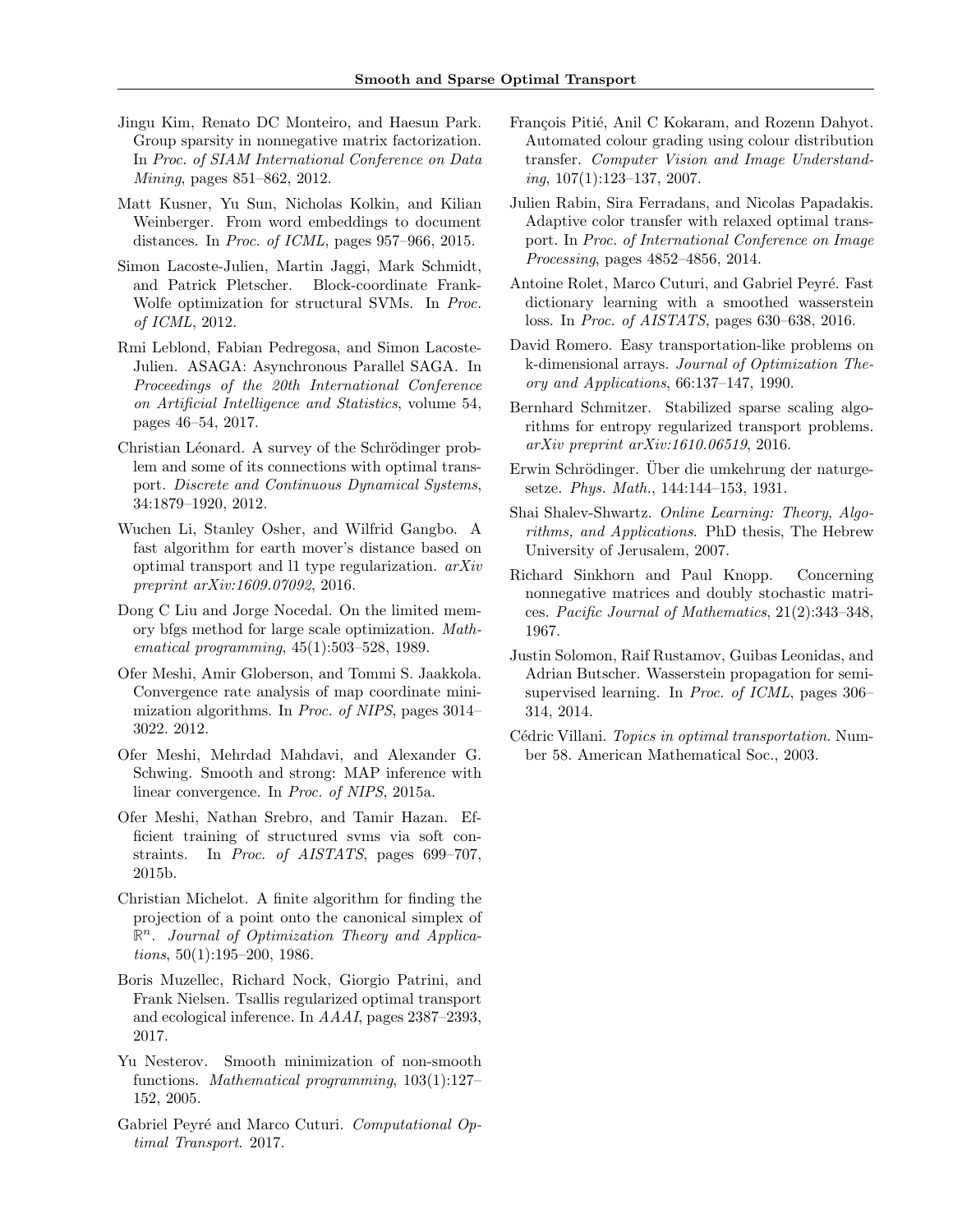Jingu Kim, Renato DC Monteiro, and Haesun Park. Group sparsity in nonnegative matrix factorization. In *Proc. of SIAM International Conference on Data Mining*, pages 851–862, 2012.

Matt Kusner, Yu Sun, Nicholas Kolkin, and Kilian Weinberger. From word embeddings to document distances. In *Proc. of ICML*, pages 957–966, 2015.

Simon Lacoste-Julien, Martin Jaggi, Mark Schmidt, and Patrick Pletscher. Block-coordinate Frank-Wolfe optimization for structural SVMs. In *Proc. of ICML*, 2012.

Rmi Leblond, Fabian Pedregosa, and Simon Lacoste-Julien. ASAGA: Asynchronous Parallel SAGA. In *Proceedings of the 20th International Conference on Artificial Intelligence and Statistics*, volume 54, pages 46–54, 2017.

Christian Léonard. A survey of the Schrödinger problem and some of its connections with optimal transport. *Discrete and Continuous Dynamical Systems*, 34:1879–1920, 2012.

Wuchen Li, Stanley Osher, and Wilfrid Gangbo. A fast algorithm for earth mover's distance based on optimal transport and l1 type regularization. *arXiv preprint arXiv:1609.07092*, 2016.

Dong C Liu and Jorge Nocedal. On the limited memory bfgs method for large scale optimization. *Mathematical programming*, 45(1):503–528, 1989.

Ofer Meshi, Amir Globerson, and Tommi S. Jaakkola. Convergence rate analysis of map coordinate minimization algorithms. In *Proc. of NIPS*, pages 3014–3022. 2012.

Ofer Meshi, Mehrdad Mahdavi, and Alexander G. Schwing. Smooth and strong: MAP inference with linear convergence. In *Proc. of NIPS*, 2015a.

Ofer Meshi, Nathan Srebro, and Tamir Hazan. Efficient training of structured svms via soft constraints. In *Proc. of AISTATS*, pages 699–707, 2015b.

Christian Michelot. A finite algorithm for finding the projection of a point onto the canonical simplex of $\mathbb{R}^n$. *Journal of Optimization Theory and Applications*, 50(1):195–200, 1986.

Boris Muzellec, Richard Nock, Giorgio Patrini, and Frank Nielsen. Tsallis regularized optimal transport and ecological inference. In *AAAI*, pages 2387–2393, 2017.

Yu Nesterov. Smooth minimization of non-smooth functions. *Mathematical programming*, 103(1):127–152, 2005.

Gabriel Peyré and Marco Cuturi. *Computational Optimal Transport*. 2017.

François Pitié, Anil C Kokaram, and Rozenn Dahyot. Automated colour grading using colour distribution transfer. *Computer Vision and Image Understanding*, 107(1):123–137, 2007.

Julien Rabin, Sira Ferradans, and Nicolas Papadakis. Adaptive color transfer with relaxed optimal transport. In *Proc. of International Conference on Image Processing*, pages 4852–4856, 2014.

Antoine Rolet, Marco Cuturi, and Gabriel Peyré. Fast dictionary learning with a smoothed wasserstein loss. In *Proc. of AISTATS*, pages 630–638, 2016.

David Romero. Easy transportation-like problems on k-dimensional arrays. *Journal of Optimization Theory and Applications*, 66:137–147, 1990.

Bernhard Schmitzer. Stabilized sparse scaling algorithms for entropy regularized transport problems. *arXiv preprint arXiv:1610.06519*, 2016.

Erwin Schrödinger. Über die umkehrung der naturgesetze. *Phys. Math.*, 144:144–153, 1931.

Shai Shalev-Shwartz. *Online Learning: Theory, Algorithms, and Applications*. PhD thesis, The Hebrew University of Jerusalem, 2007.

Richard Sinkhorn and Paul Knopp. Concerning nonnegative matrices and doubly stochastic matrices. *Pacific Journal of Mathematics*, 21(2):343–348, 1967.

Justin Solomon, Raif Rustamov, Guibas Leonidas, and Adrian Butscher. Wasserstein propagation for semi-supervised learning. In *Proc. of ICML*, pages 306–314, 2014.

Cédric Villani. *Topics in optimal transportation*. Number 58. American Mathematical Soc., 2003.